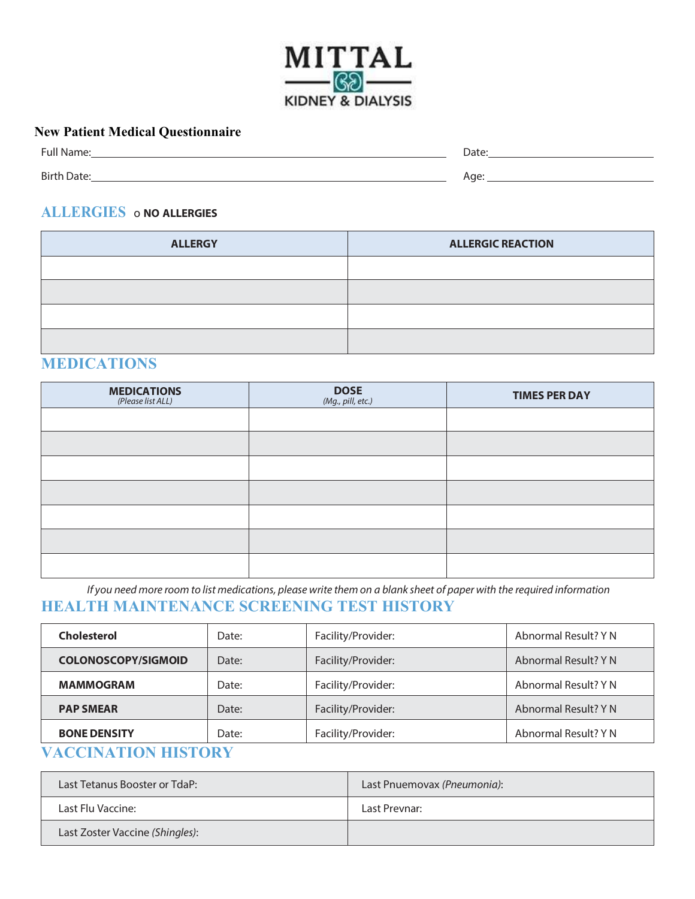MITTAL

KIDNEY & DIALYSIS

## New Patient Medical Questionnaire

Full Name:\_\_\_\_\_\_\_\_\_\_\_\_\_\_\_\_\_\_\_\_\_\_\_\_ Date:\_\_\_\_\_\_\_\_\_\_\_\_

Birth Date:\_\_\_\_\_\_\_\_\_\_\_\_\_\_\_\_\_\_\_\_\_\_\_\_ Age: \_\_\_\_\_\_\_\_\_\_\_\_

## ALLERGIES o **NO ALLERGIES**

| ALLERGY | ALLERGIC REACTION |
|---|---|
| | |
| | |
| | |
| | |

## MEDICATIONS

| MEDICATIONS *(Please list ALL)* | DOSE *(Mg., pill, etc.)* | TIMES PER DAY |
|---|---|---|
| | | |
| | | |
| | | |
| | | |
| | | |
| | | |
| | | |

*If you need more room to list medications, please write them on a blank sheet of paper with the required information*

## HEALTH MAINTENANCE SCREENING TEST HISTORY

| | | | |
|---|---|---|---|
| **Cholesterol** | Date: | Facility/Provider: | Abnormal Result? Y N |
| **COLONOSCOPY/SIGMOID** | Date: | Facility/Provider: | Abnormal Result? Y N |
| **MAMMOGRAM** | Date: | Facility/Provider: | Abnormal Result? Y N |
| **PAP SMEAR** | Date: | Facility/Provider: | Abnormal Result? Y N |
| **BONE DENSITY** | Date: | Facility/Provider: | Abnormal Result? Y N |

## VACCINATION HISTORY

| | |
|---|---|
| Last Tetanus Booster or TdaP: | Last Pnuemovax *(Pneumonia)*: |
| Last Flu Vaccine: | Last Prevnar: |
| Last Zoster Vaccine *(Shingles)*: | |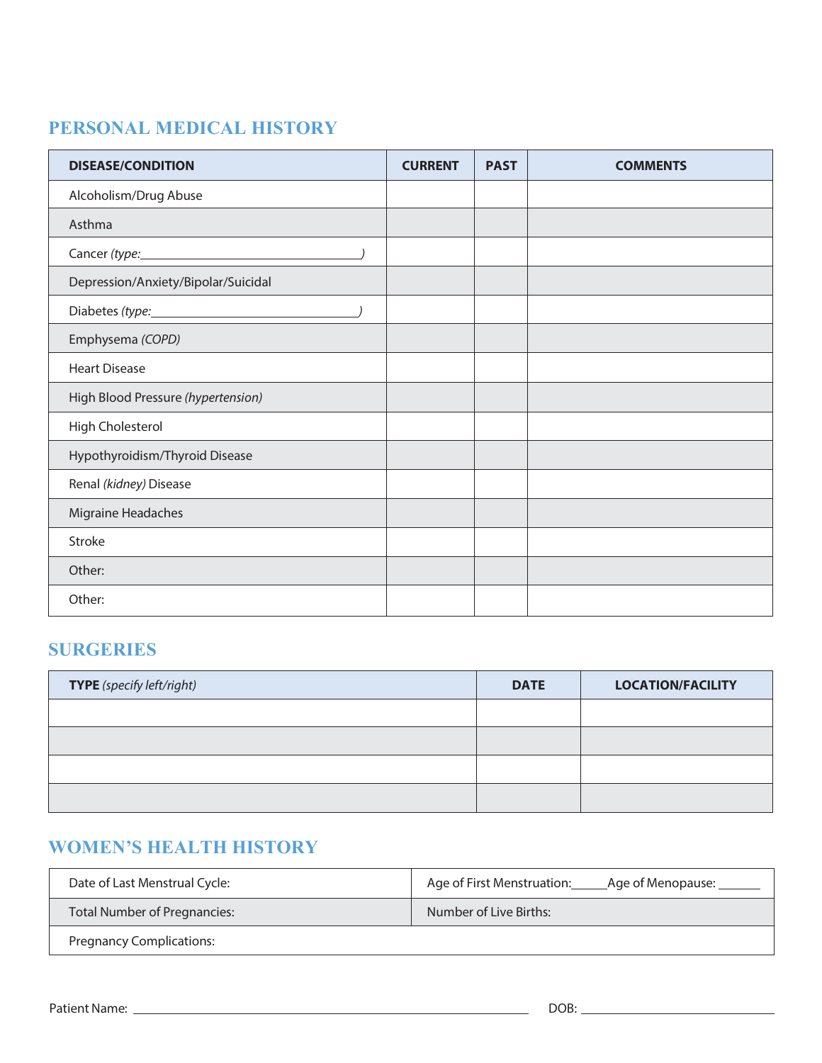## PERSONAL MEDICAL HISTORY

| DISEASE/CONDITION | CURRENT | PAST | COMMENTS |
|---|---|---|---|
| Alcoholism/Drug Abuse | | | |
| Asthma | | | |
| Cancer *(type:\_\_\_\_\_\_\_\_\_\_\_\_\_\_\_\_\_\_\_\_\_\_\_\_\_\_\_\_\_\_)* | | | |
| Depression/Anxiety/Bipolar/Suicidal | | | |
| Diabetes *(type:\_\_\_\_\_\_\_\_\_\_\_\_\_\_\_\_\_\_\_\_\_\_\_\_\_\_\_\_\_)* | | | |
| Emphysema *(COPD)* | | | |
| Heart Disease | | | |
| High Blood Pressure *(hypertension)* | | | |
| High Cholesterol | | | |
| Hypothyroidism/Thyroid Disease | | | |
| Renal *(kidney)* Disease | | | |
| Migraine Headaches | | | |
| Stroke | | | |
| Other: | | | |
| Other: | | | |

## SURGERIES

| **TYPE** *(specify left/right)* | DATE | LOCATION/FACILITY |
|---|---|---|
| | | |
| | | |
| | | |
| | | |

## WOMEN'S HEALTH HISTORY

| | |
|---|---|
| Date of Last Menstrual Cycle: | Age of First Menstruation:\_\_\_\_\_Age of Menopause: \_\_\_\_\_\_ |
| Total Number of Pregnancies: | Number of Live Births: |
| Pregnancy Complications: | |

Patient Name: \_\_\_\_\_\_\_\_\_\_\_\_\_\_\_\_\_\_\_\_\_\_\_\_\_\_\_\_\_\_\_\_\_\_\_\_\_\_\_\_\_\_\_\_\_\_\_\_\_\_\_\_ DOB: \_\_\_\_\_\_\_\_\_\_\_\_\_\_\_\_\_\_\_\_\_\_\_\_\_\_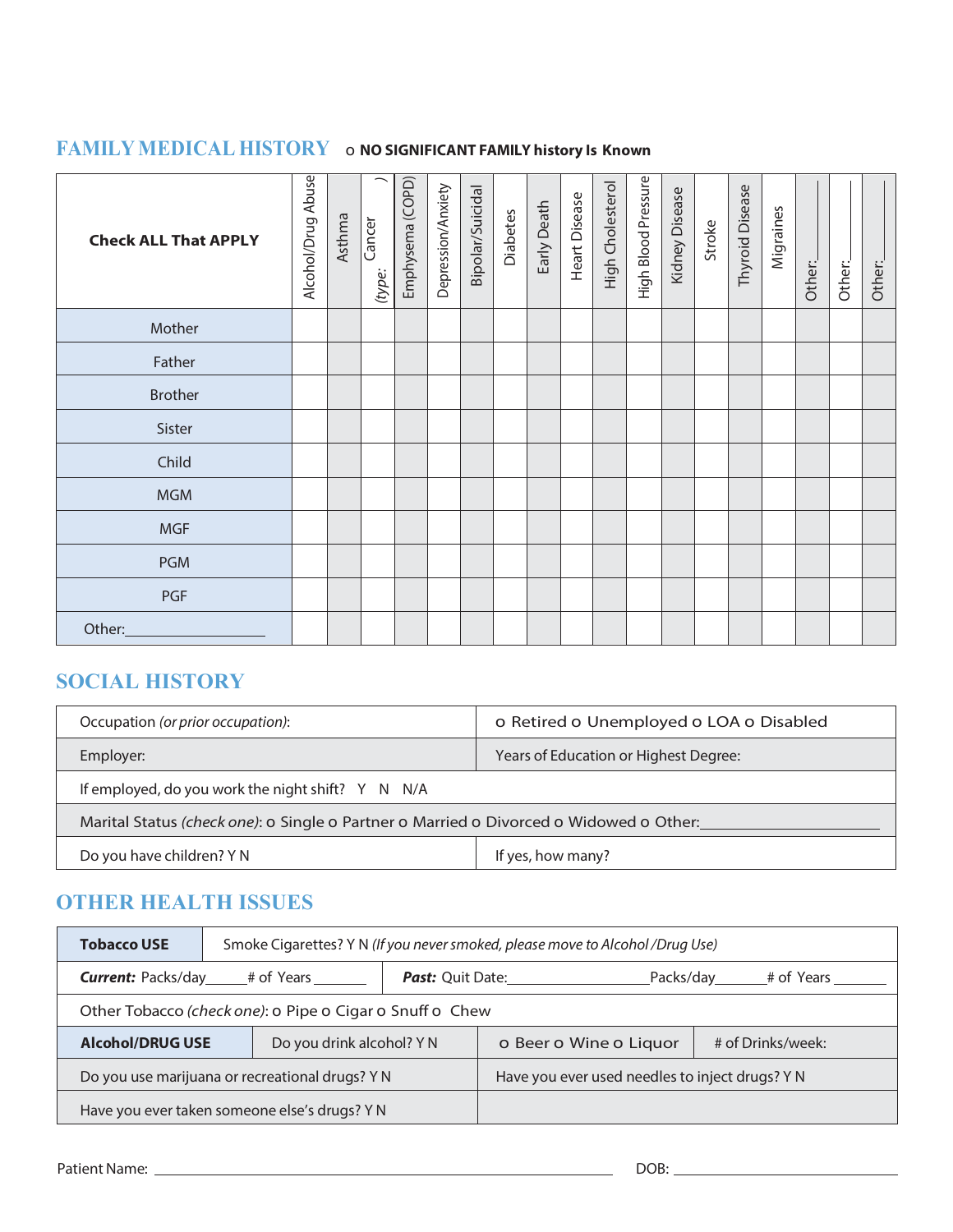## FAMILY MEDICAL HISTORY

o **NO SIGNIFICANT FAMILY history Is Known**

| **Check ALL That APPLY** | Alcohol/Drug Abuse | Asthma | Cancer (type: ) | Emphysema (COPD) | Depression/Anxiety | Bipolar/Suicidal | Diabetes | Early Death | Heart Disease | High Cholesterol | High Blood Pressure | Kidney Disease | Stroke | Thyroid Disease | Migraines | Other:___ | Other:___ | Other:___ |
|---|---|---|---|---|---|---|---|---|---|---|---|---|---|---|---|---|---|---|
| Mother | | | | | | | | | | | | | | | | | | |
| Father | | | | | | | | | | | | | | | | | | |
| Brother | | | | | | | | | | | | | | | | | | |
| Sister | | | | | | | | | | | | | | | | | | |
| Child | | | | | | | | | | | | | | | | | | |
| MGM | | | | | | | | | | | | | | | | | | |
| MGF | | | | | | | | | | | | | | | | | | |
| PGM | | | | | | | | | | | | | | | | | | |
| PGF | | | | | | | | | | | | | | | | | | |
| Other:__________________ | | | | | | | | | | | | | | | | | | |

## SOCIAL HISTORY

| | |
|---|---|
| Occupation *(or prior occupation)*: | o Retired o Unemployed o LOA o Disabled |
| Employer: | Years of Education or Highest Degree: |
| If employed, do you work the night shift? Y N N/A | |
| Marital Status *(check one)*: o Single o Partner o Married o Divorced o Widowed o Other:____________________ | |
| Do you have children? Y N | If yes, how many? |

## OTHER HEALTH ISSUES

| | | | |
|---|---|---|---|
| **Tobacco USE** | Smoke Cigarettes? Y N *(If you never smoked, please move to Alcohol /Drug Use)* | | |
| ***Current:*** Packs/day_____# of Years _______ | | ***Past:*** Quit Date:_________________Packs/day______# of Years _______ | |
| Other Tobacco *(check one)*: o Pipe o Cigar o Snuff o Chew | | | |
| **Alcohol/DRUG USE** | Do you drink alcohol? Y N | o Beer o Wine o Liquor | # of Drinks/week: |
| Do you use marijuana or recreational drugs? Y N | | Have you ever used needles to inject drugs? Y N | |
| Have you ever taken someone else's drugs? Y N | | | |

Patient Name: ____________________________________________ DOB: ____________________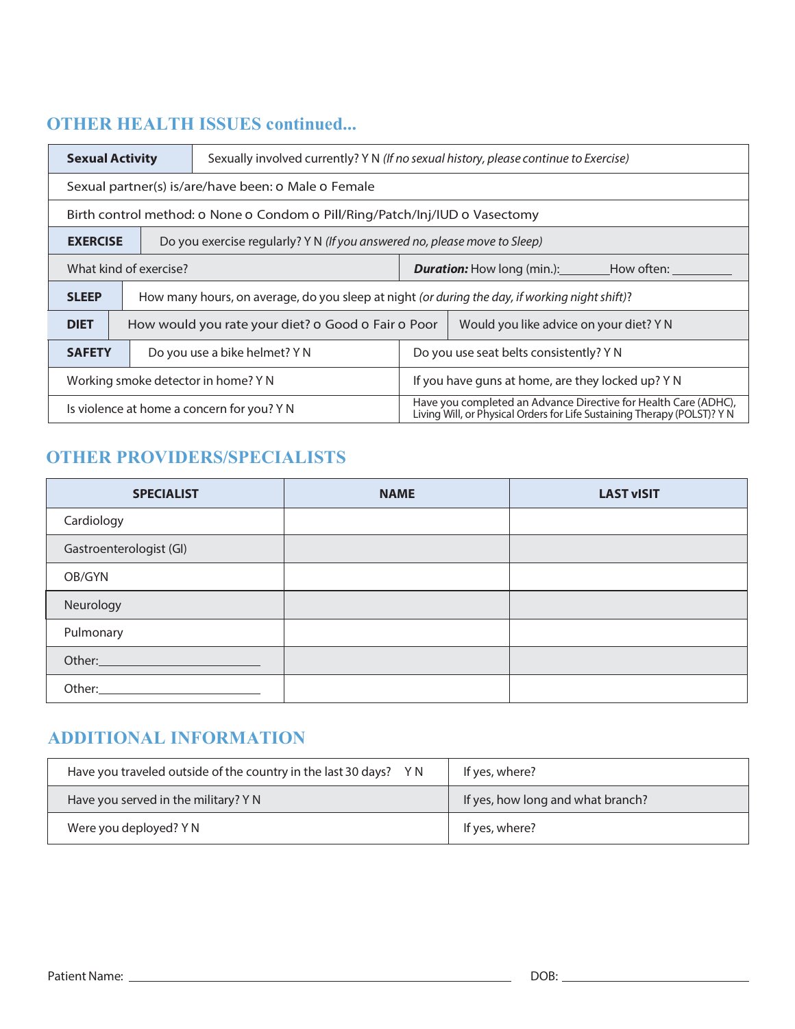## OTHER HEALTH ISSUES continued...

| **Sexual Activity** | Sexually involved currently? Y N *(If no sexual history, please continue to Exercise)* |
|---|---|
| Sexual partner(s) is/are/have been: o Male o Female | |
| Birth control method: o None o Condom o Pill/Ring/Patch/Inj/IUD o Vasectomy | |

| **EXERCISE** | Do you exercise regularly? Y N *(If you answered no, please move to Sleep)* |
|---|---|
| What kind of exercise? | ***Duration:*** How long (min.):\_\_\_\_\_\_\_\_How often: \_\_\_\_\_\_\_\_\_\_ |

| **SLEEP** | How many hours, on average, do you sleep at night *(or during the day, if working night shift)*? |
|---|---|

| **DIET** | How would you rate your diet? o Good o Fair o Poor | Would you like advice on your diet? Y N |
|---|---|---|

| **SAFETY** | Do you use a bike helmet? Y N | Do you use seat belts consistently? Y N |
|---|---|---|
| Working smoke detector in home? Y N | | If you have guns at home, are they locked up? Y N |
| Is violence at home a concern for you? Y N | | Have you completed an Advance Directive for Health Care (ADHC), Living Will, or Physical Orders for Life Sustaining Therapy (POLST)? Y N |

## OTHER PROVIDERS/SPECIALISTS

| SPECIALIST | NAME | LAST vISIT |
|---|---|---|
| Cardiology | | |
| Gastroenterologist (GI) | | |
| OB/GYN | | |
| Neurology | | |
| Pulmonary | | |
| Other:\_\_\_\_\_\_\_\_\_\_\_\_\_\_\_\_\_\_\_\_\_\_\_\_\_\_ | | |
| Other:\_\_\_\_\_\_\_\_\_\_\_\_\_\_\_\_\_\_\_\_\_\_\_\_\_\_ | | |

## ADDITIONAL INFORMATION

| Have you traveled outside of the country in the last 30 days? Y N | If yes, where? |
|---|---|
| Have you served in the military? Y N | If yes, how long and what branch? |
| Were you deployed? Y N | If yes, where? |

Patient Name: \_\_\_\_\_\_\_\_\_\_\_\_\_\_\_\_\_\_\_\_\_\_\_\_\_\_\_\_\_\_\_\_\_\_\_\_\_\_\_\_\_\_\_\_\_\_\_\_\_\_ DOB: \_\_\_\_\_\_\_\_\_\_\_\_\_\_\_\_\_\_\_\_\_\_\_\_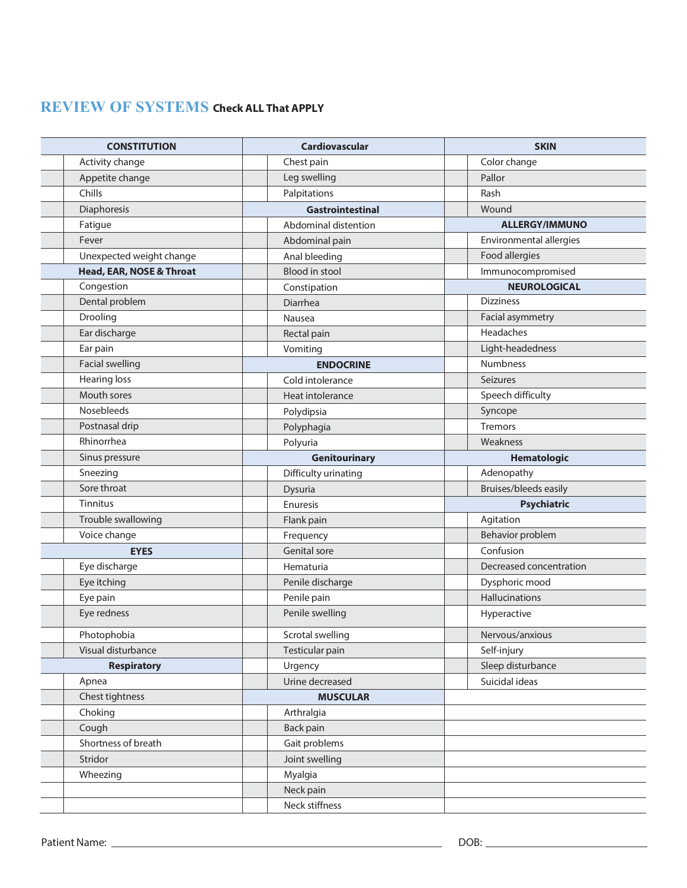# REVIEW OF SYSTEMS **Check ALL That APPLY**

| | CONSTITUTION | | Cardiovascular | | SKIN |
|---|---|---|---|---|---|
| | Activity change | | Chest pain | | Color change |
| | Appetite change | | Leg swelling | | Pallor |
| | Chills | | Palpitations | | Rash |
| | Diaphoresis | | **Gastrointestinal** | | Wound |
| | Fatigue | | Abdominal distention | | **ALLERGY/IMMUNO** |
| | Fever | | Abdominal pain | | Environmental allergies |
| | Unexpected weight change | | Anal bleeding | | Food allergies |
| | **Head, EAR, NOSE & Throat** | | Blood in stool | | Immunocompromised |
| | Congestion | | Constipation | | **NEUROLOGICAL** |
| | Dental problem | | Diarrhea | | Dizziness |
| | Drooling | | Nausea | | Facial asymmetry |
| | Ear discharge | | Rectal pain | | Headaches |
| | Ear pain | | Vomiting | | Light-headedness |
| | Facial swelling | | **ENDOCRINE** | | Numbness |
| | Hearing loss | | Cold intolerance | | Seizures |
| | Mouth sores | | Heat intolerance | | Speech difficulty |
| | Nosebleeds | | Polydipsia | | Syncope |
| | Postnasal drip | | Polyphagia | | Tremors |
| | Rhinorrhea | | Polyuria | | Weakness |
| | Sinus pressure | | **Genitourinary** | | **Hematologic** |
| | Sneezing | | Difficulty urinating | | Adenopathy |
| | Sore throat | | Dysuria | | Bruises/bleeds easily |
| | Tinnitus | | Enuresis | | **Psychiatric** |
| | Trouble swallowing | | Flank pain | | Agitation |
| | Voice change | | Frequency | | Behavior problem |
| | **EYES** | | Genital sore | | Confusion |
| | Eye discharge | | Hematuria | | Decreased concentration |
| | Eye itching | | Penile discharge | | Dysphoric mood |
| | Eye pain | | Penile pain | | Hallucinations |
| | Eye redness | | Penile swelling | | Hyperactive |
| | Photophobia | | Scrotal swelling | | Nervous/anxious |
| | Visual disturbance | | Testicular pain | | Self-injury |
| | **Respiratory** | | Urgency | | Sleep disturbance |
| | Apnea | | Urine decreased | | Suicidal ideas |
| | Chest tightness | | **MUSCULAR** | | |
| | Choking | | Arthralgia | | |
| | Cough | | Back pain | | |
| | Shortness of breath | | Gait problems | | |
| | Stridor | | Joint swelling | | |
| | Wheezing | | Myalgia | | |
| | | | Neck pain | | |
| | | | Neck stiffness | | |

Patient Name: ______________________________ DOB: ______________